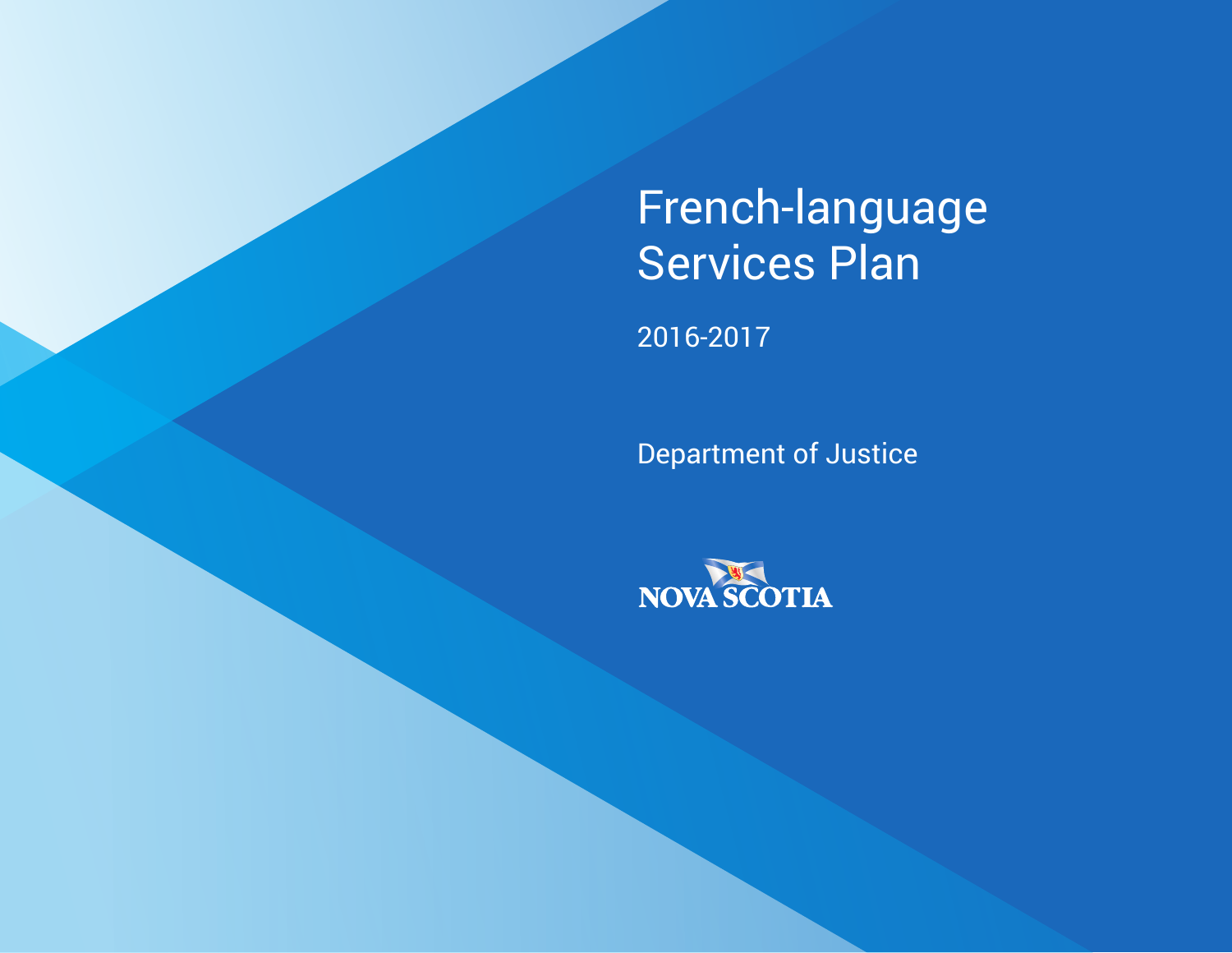# French-language Services Plan

2016-2017

Department of Justice

NOVA SCOTIA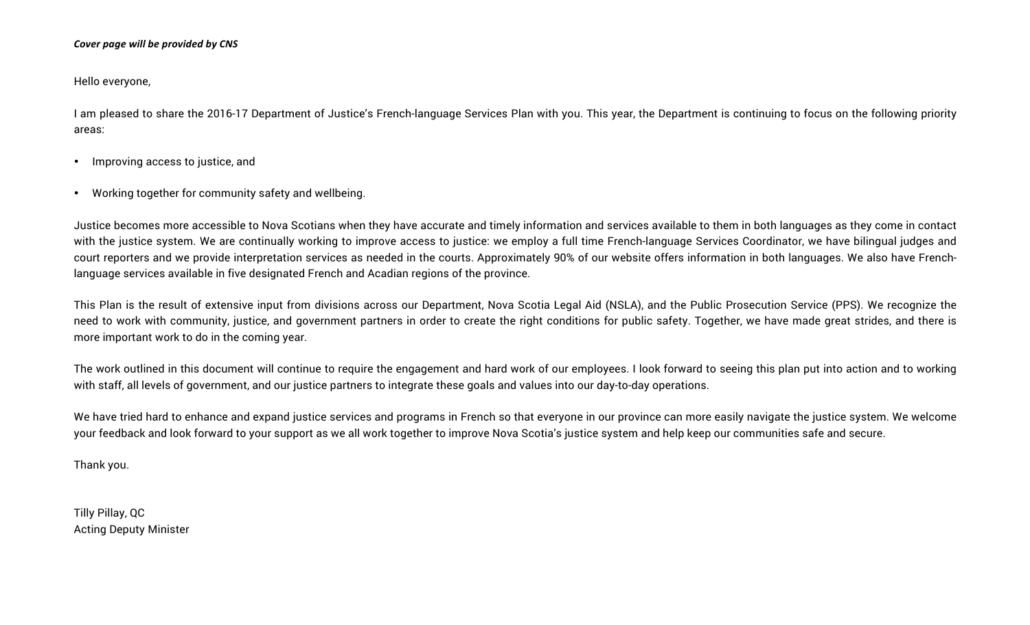***Cover page will be provided by CNS***

Hello everyone,

I am pleased to share the 2016-17 Department of Justice's French-language Services Plan with you. This year, the Department is continuing to focus on the following priority areas:

- Improving access to justice, and
- Working together for community safety and wellbeing.

Justice becomes more accessible to Nova Scotians when they have accurate and timely information and services available to them in both languages as they come in contact with the justice system. We are continually working to improve access to justice: we employ a full time French-language Services Coordinator, we have bilingual judges and court reporters and we provide interpretation services as needed in the courts. Approximately 90% of our website offers information in both languages. We also have French-language services available in five designated French and Acadian regions of the province.

This Plan is the result of extensive input from divisions across our Department, Nova Scotia Legal Aid (NSLA), and the Public Prosecution Service (PPS). We recognize the need to work with community, justice, and government partners in order to create the right conditions for public safety. Together, we have made great strides, and there is more important work to do in the coming year.

The work outlined in this document will continue to require the engagement and hard work of our employees. I look forward to seeing this plan put into action and to working with staff, all levels of government, and our justice partners to integrate these goals and values into our day-to-day operations.

We have tried hard to enhance and expand justice services and programs in French so that everyone in our province can more easily navigate the justice system. We welcome your feedback and look forward to your support as we all work together to improve Nova Scotia's justice system and help keep our communities safe and secure.

Thank you.

Tilly Pillay, QC  
Acting Deputy Minister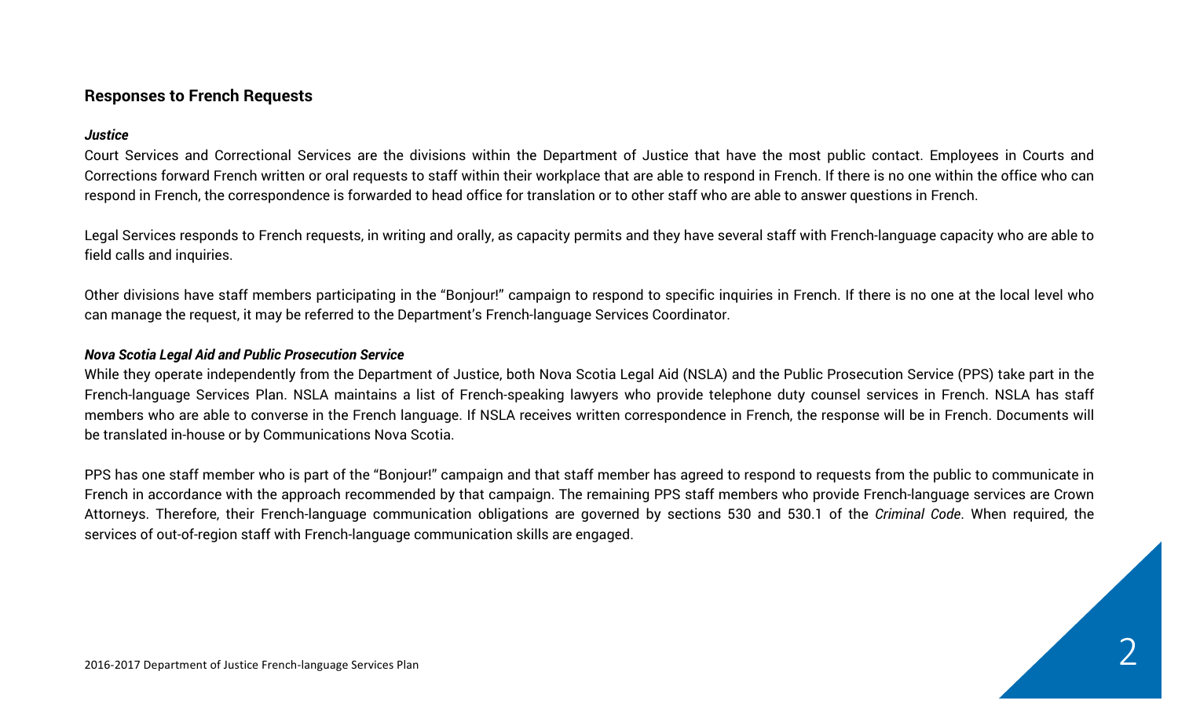## Responses to French Requests

### *Justice*

Court Services and Correctional Services are the divisions within the Department of Justice that have the most public contact. Employees in Courts and Corrections forward French written or oral requests to staff within their workplace that are able to respond in French. If there is no one within the office who can respond in French, the correspondence is forwarded to head office for translation or to other staff who are able to answer questions in French.

Legal Services responds to French requests, in writing and orally, as capacity permits and they have several staff with French-language capacity who are able to field calls and inquiries.

Other divisions have staff members participating in the "Bonjour!" campaign to respond to specific inquiries in French. If there is no one at the local level who can manage the request, it may be referred to the Department's French-language Services Coordinator.

### *Nova Scotia Legal Aid and Public Prosecution Service*

While they operate independently from the Department of Justice, both Nova Scotia Legal Aid (NSLA) and the Public Prosecution Service (PPS) take part in the French-language Services Plan. NSLA maintains a list of French-speaking lawyers who provide telephone duty counsel services in French. NSLA has staff members who are able to converse in the French language. If NSLA receives written correspondence in French, the response will be in French. Documents will be translated in-house or by Communications Nova Scotia.

PPS has one staff member who is part of the "Bonjour!" campaign and that staff member has agreed to respond to requests from the public to communicate in French in accordance with the approach recommended by that campaign. The remaining PPS staff members who provide French-language services are Crown Attorneys. Therefore, their French-language communication obligations are governed by sections 530 and 530.1 of the *Criminal Code*. When required, the services of out-of-region staff with French-language communication skills are engaged.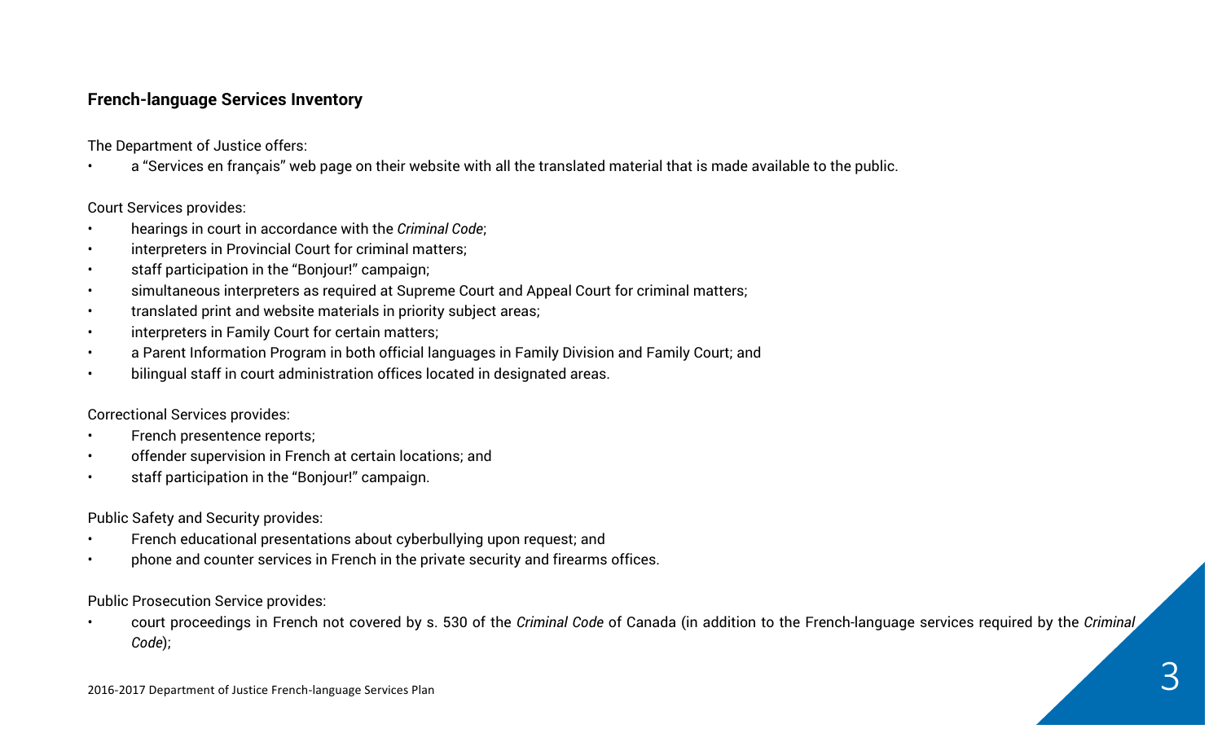**French-language Services Inventory**

The Department of Justice offers:

- a “Services en français” web page on their website with all the translated material that is made available to the public.

Court Services provides:

- hearings in court in accordance with the *Criminal Code*;
- interpreters in Provincial Court for criminal matters;
- staff participation in the “Bonjour!” campaign;
- simultaneous interpreters as required at Supreme Court and Appeal Court for criminal matters;
- translated print and website materials in priority subject areas;
- interpreters in Family Court for certain matters;
- a Parent Information Program in both official languages in Family Division and Family Court; and
- bilingual staff in court administration offices located in designated areas.

Correctional Services provides:

- French presentence reports;
- offender supervision in French at certain locations; and
- staff participation in the “Bonjour!” campaign.

Public Safety and Security provides:

- French educational presentations about cyberbullying upon request; and
- phone and counter services in French in the private security and firearms offices.

Public Prosecution Service provides:

- court proceedings in French not covered by s. 530 of the *Criminal Code* of Canada (in addition to the French-language services required by the *Criminal Code*);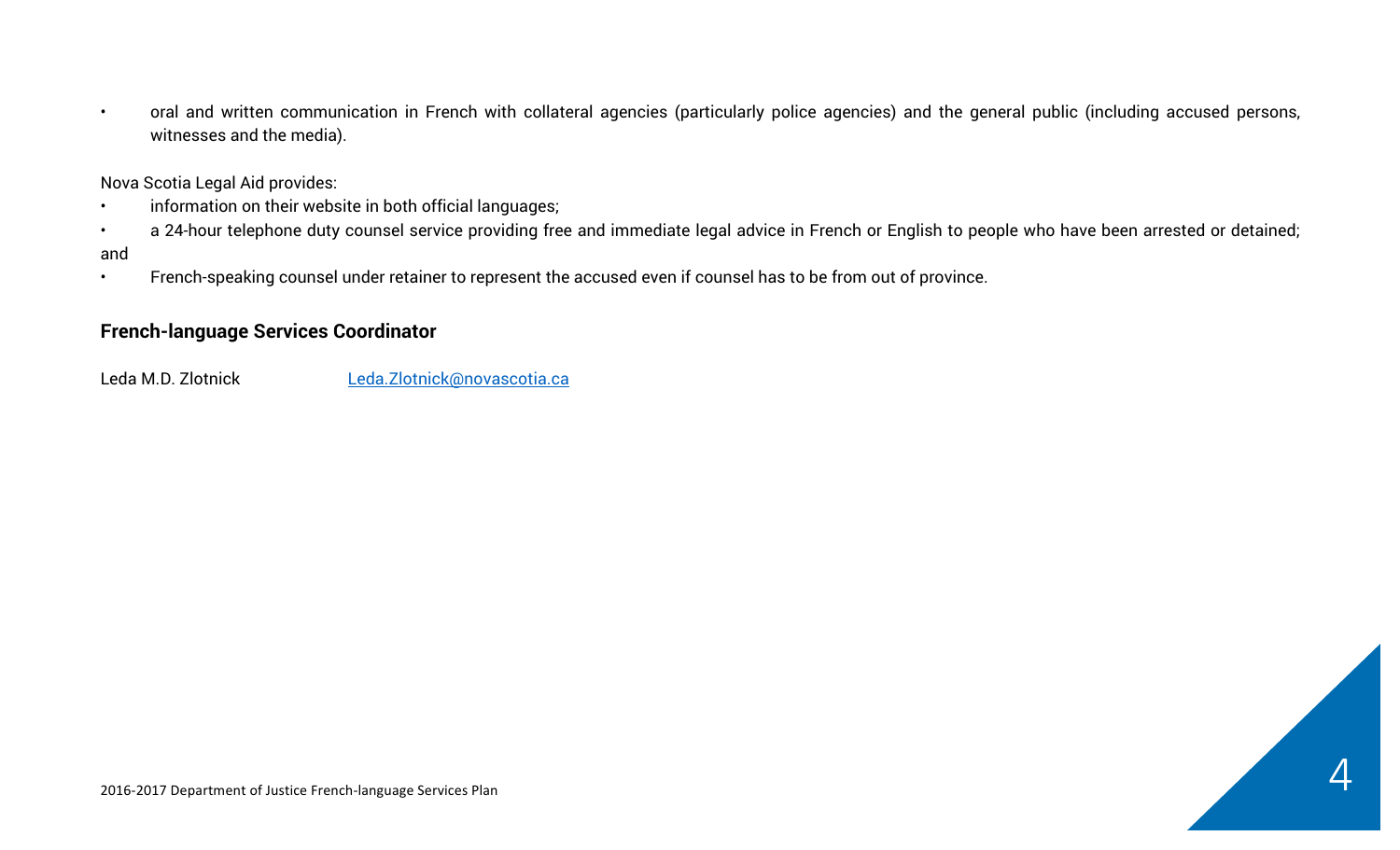- oral and written communication in French with collateral agencies (particularly police agencies) and the general public (including accused persons, witnesses and the media).

Nova Scotia Legal Aid provides:

- information on their website in both official languages;
- a 24-hour telephone duty counsel service providing free and immediate legal advice in French or English to people who have been arrested or detained; and
- French-speaking counsel under retainer to represent the accused even if counsel has to be from out of province.

**French-language Services Coordinator**

Leda M.D. Zlotnick [Leda.Zlotnick@novascotia.ca](mailto:Leda.Zlotnick@novascotia.ca)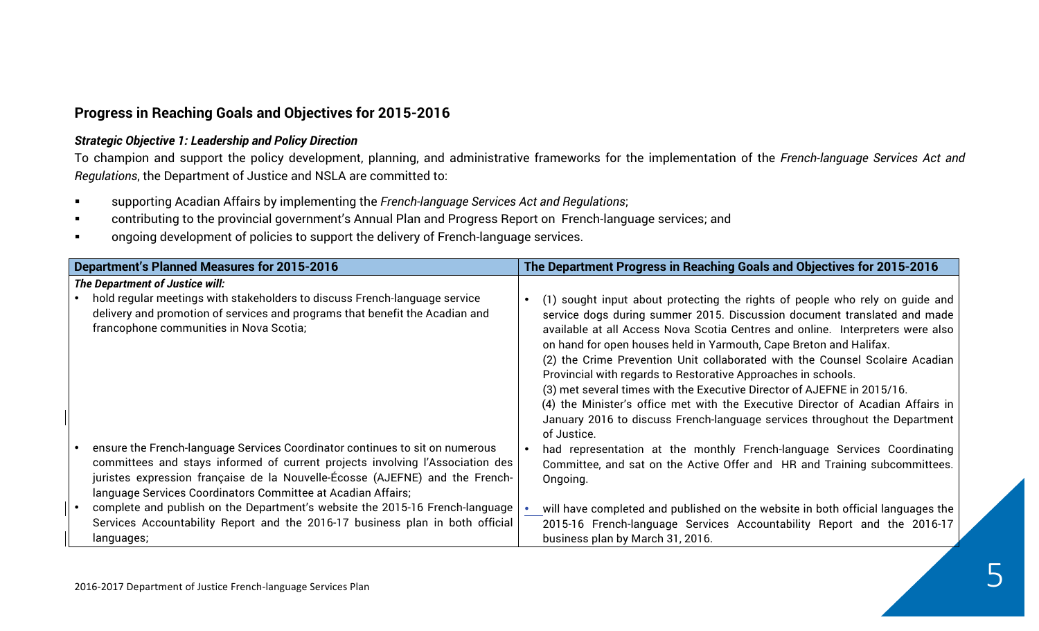## Progress in Reaching Goals and Objectives for 2015-2016

***Strategic Objective 1: Leadership and Policy Direction***

To champion and support the policy development, planning, and administrative frameworks for the implementation of the *French-language Services Act and Regulations*, the Department of Justice and NSLA are committed to:

- supporting Acadian Affairs by implementing the *French-language Services Act and Regulations*;
- contributing to the provincial government's Annual Plan and Progress Report on French-language services; and
- ongoing development of policies to support the delivery of French-language services.

| Department's Planned Measures for 2015-2016 | The Department Progress in Reaching Goals and Objectives for 2015-2016 |
|---|---|
| ***The Department of Justice will:*** | |
| • hold regular meetings with stakeholders to discuss French-language service delivery and promotion of services and programs that benefit the Acadian and francophone communities in Nova Scotia; | • (1) sought input about protecting the rights of people who rely on guide and service dogs during summer 2015. Discussion document translated and made available at all Access Nova Scotia Centres and online. Interpreters were also on hand for open houses held in Yarmouth, Cape Breton and Halifax.<br>(2) the Crime Prevention Unit collaborated with the Counsel Scolaire Acadian Provincial with regards to Restorative Approaches in schools.<br>(3) met several times with the Executive Director of AJEFNE in 2015/16.<br>(4) the Minister's office met with the Executive Director of Acadian Affairs in January 2016 to discuss French-language services throughout the Department of Justice. |
| • ensure the French-language Services Coordinator continues to sit on numerous committees and stays informed of current projects involving l'Association des juristes expression française de la Nouvelle-Écosse (AJEFNE) and the French-language Services Coordinators Committee at Acadian Affairs; | • had representation at the monthly French-language Services Coordinating Committee, and sat on the Active Offer and HR and Training subcommittees. Ongoing. |
| • complete and publish on the Department's website the 2015-16 French-language Services Accountability Report and the 2016-17 business plan in both official languages; | • will have completed and published on the website in both official languages the 2015-16 French-language Services Accountability Report and the 2016-17 business plan by March 31, 2016. |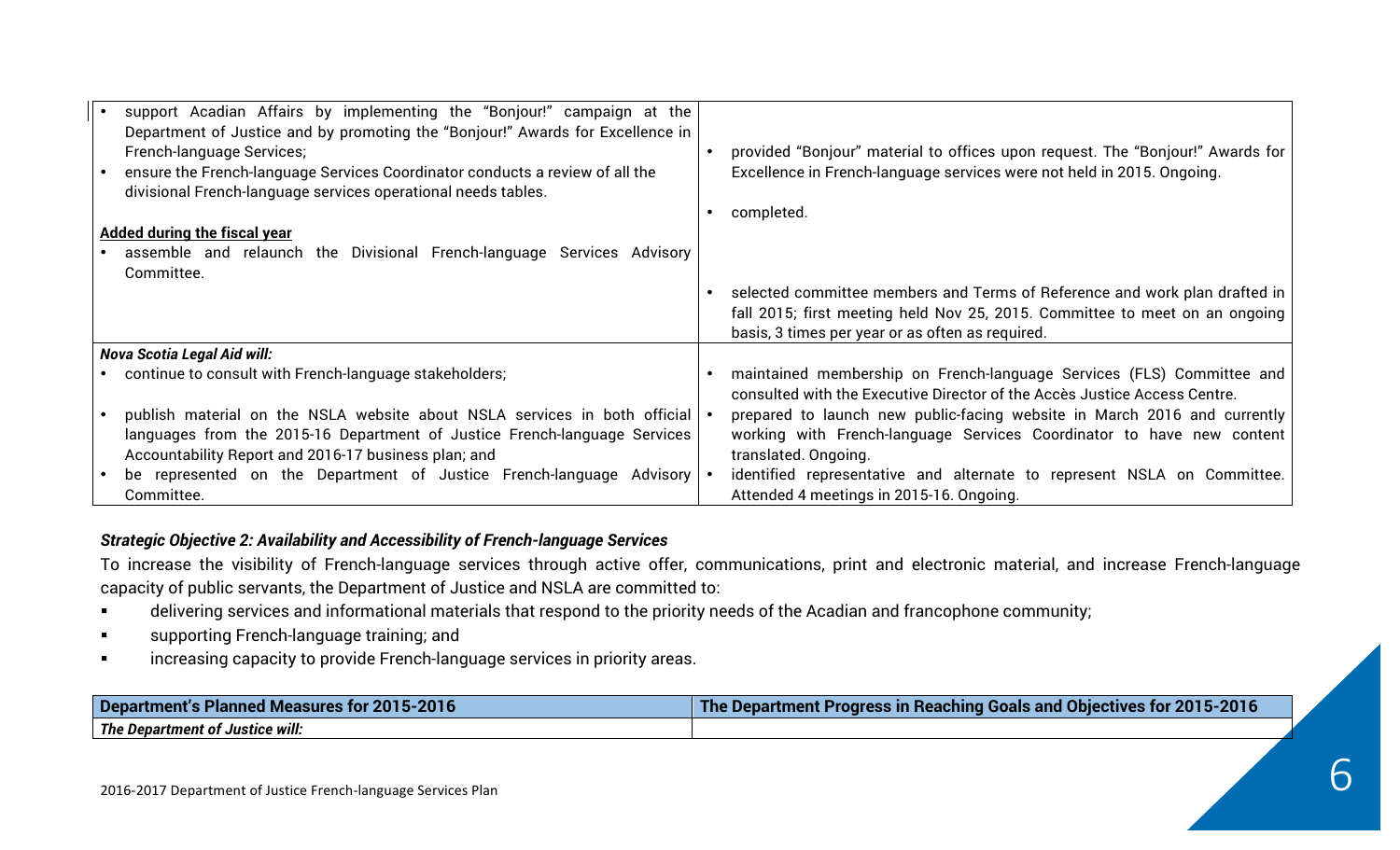| | |
|---|---|
| • support Acadian Affairs by implementing the "Bonjour!" campaign at the Department of Justice and by promoting the "Bonjour!" Awards for Excellence in French-language Services; | • provided "Bonjour" material to offices upon request. The "Bonjour!" Awards for Excellence in French-language services were not held in 2015. Ongoing. |
| • ensure the French-language Services Coordinator conducts a review of all the divisional French-language services operational needs tables. | • completed. |
| **Added during the fiscal year**<br>• assemble and relaunch the Divisional French-language Services Advisory Committee. | • selected committee members and Terms of Reference and work plan drafted in fall 2015; first meeting held Nov 25, 2015. Committee to meet on an ongoing basis, 3 times per year or as often as required. |
| ***Nova Scotia Legal Aid will:*** | |
| • continue to consult with French-language stakeholders; | • maintained membership on French-language Services (FLS) Committee and consulted with the Executive Director of the Accès Justice Access Centre. |
| • publish material on the NSLA website about NSLA services in both official languages from the 2015-16 Department of Justice French-language Services Accountability Report and 2016-17 business plan; and | • prepared to launch new public-facing website in March 2016 and currently working with French-language Services Coordinator to have new content translated. Ongoing. |
| • be represented on the Department of Justice French-language Advisory Committee. | • identified representative and alternate to represent NSLA on Committee. Attended 4 meetings in 2015-16. Ongoing. |

***Strategic Objective 2: Availability and Accessibility of French-language Services***

To increase the visibility of French-language services through active offer, communications, print and electronic material, and increase French-language capacity of public servants, the Department of Justice and NSLA are committed to:

- delivering services and informational materials that respond to the priority needs of the Acadian and francophone community;
- supporting French-language training; and
- increasing capacity to provide French-language services in priority areas.

| Department's Planned Measures for 2015-2016 | The Department Progress in Reaching Goals and Objectives for 2015-2016 |
|---|---|
| ***The Department of Justice will:*** | |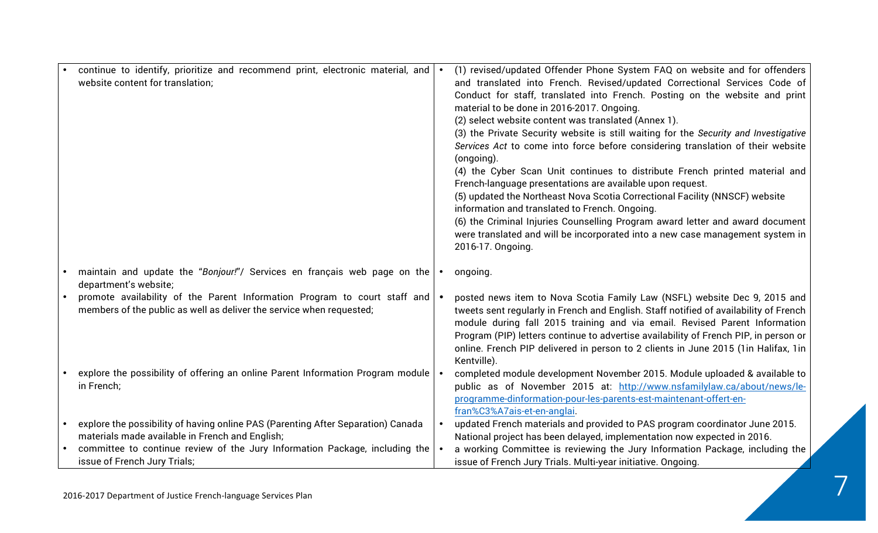| | |
|---|---|
| • continue to identify, prioritize and recommend print, electronic material, and website content for translation; | • (1) revised/updated Offender Phone System FAQ on website and for offenders and translated into French. Revised/updated Correctional Services Code of Conduct for staff, translated into French. Posting on the website and print material to be done in 2016-2017. Ongoing.<br>(2) select website content was translated (Annex 1).<br>(3) the Private Security website is still waiting for the *Security and Investigative Services Act* to come into force before considering translation of their website (ongoing).<br>(4) the Cyber Scan Unit continues to distribute French printed material and French-language presentations are available upon request.<br>(5) updated the Northeast Nova Scotia Correctional Facility (NNSCF) website information and translated to French. Ongoing.<br>(6) the Criminal Injuries Counselling Program award letter and award document were translated and will be incorporated into a new case management system in 2016-17. Ongoing. |
| • maintain and update the "*Bonjour!*"/ Services en français web page on the department's website; | • ongoing. |
| • promote availability of the Parent Information Program to court staff and members of the public as well as deliver the service when requested; | • posted news item to Nova Scotia Family Law (NSFL) website Dec 9, 2015 and tweets sent regularly in French and English. Staff notified of availability of French module during fall 2015 training and via email. Revised Parent Information Program (PIP) letters continue to advertise availability of French PIP, in person or online. French PIP delivered in person to 2 clients in June 2015 (1in Halifax, 1in Kentville). |
| • explore the possibility of offering an online Parent Information Program module in French; | • completed module development November 2015. Module uploaded & available to public as of November 2015 at: http://www.nsfamilylaw.ca/about/news/le-programme-dinformation-pour-les-parents-est-maintenant-offert-en-fran%C3%A7ais-et-en-anglai. |
| • explore the possibility of having online PAS (Parenting After Separation) Canada materials made available in French and English; | • updated French materials and provided to PAS program coordinator June 2015. National project has been delayed, implementation now expected in 2016. |
| • committee to continue review of the Jury Information Package, including the issue of French Jury Trials; | • a working Committee is reviewing the Jury Information Package, including the issue of French Jury Trials. Multi-year initiative. Ongoing. |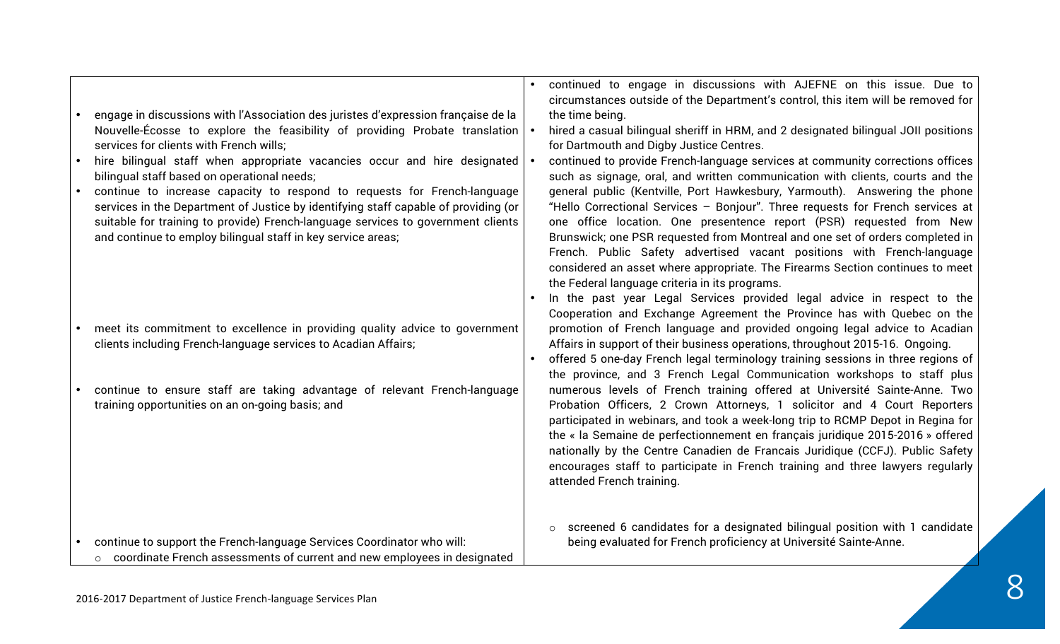| | |
|---|---|
| • engage in discussions with l'Association des juristes d'expression française de la Nouvelle-Écosse to explore the feasibility of providing Probate translation services for clients with French wills; | • continued to engage in discussions with AJEFNE on this issue. Due to circumstances outside of the Department's control, this item will be removed for the time being. |
| • hire bilingual staff when appropriate vacancies occur and hire designated bilingual staff based on operational needs; | • hired a casual bilingual sheriff in HRM, and 2 designated bilingual JOII positions for Dartmouth and Digby Justice Centres. |
| • continue to increase capacity to respond to requests for French-language services in the Department of Justice by identifying staff capable of providing (or suitable for training to provide) French-language services to government clients and continue to employ bilingual staff in key service areas; | • continued to provide French-language services at community corrections offices such as signage, oral, and written communication with clients, courts and the general public (Kentville, Port Hawkesbury, Yarmouth). Answering the phone "Hello Correctional Services – Bonjour". Three requests for French services at one office location. One presentence report (PSR) requested from New Brunswick; one PSR requested from Montreal and one set of orders completed in French. Public Safety advertised vacant positions with French-language considered an asset where appropriate. The Firearms Section continues to meet the Federal language criteria in its programs. |
| • meet its commitment to excellence in providing quality advice to government clients including French-language services to Acadian Affairs; | • In the past year Legal Services provided legal advice in respect to the Cooperation and Exchange Agreement the Province has with Quebec on the promotion of French language and provided ongoing legal advice to Acadian Affairs in support of their business operations, throughout 2015-16. Ongoing. |
| • continue to ensure staff are taking advantage of relevant French-language training opportunities on an on-going basis; and | • offered 5 one-day French legal terminology training sessions in three regions of the province, and 3 French Legal Communication workshops to staff plus numerous levels of French training offered at Université Sainte-Anne. Two Probation Officers, 2 Crown Attorneys, 1 solicitor and 4 Court Reporters participated in webinars, and took a week-long trip to RCMP Depot in Regina for the « la Semaine de perfectionnement en français juridique 2015-2016 » offered nationally by the Centre Canadien de Francais Juridique (CCFJ). Public Safety encourages staff to participate in French training and three lawyers regularly attended French training. |
| • continue to support the French-language Services Coordinator who will:<br>○ coordinate French assessments of current and new employees in designated | ○ screened 6 candidates for a designated bilingual position with 1 candidate being evaluated for French proficiency at Université Sainte-Anne. |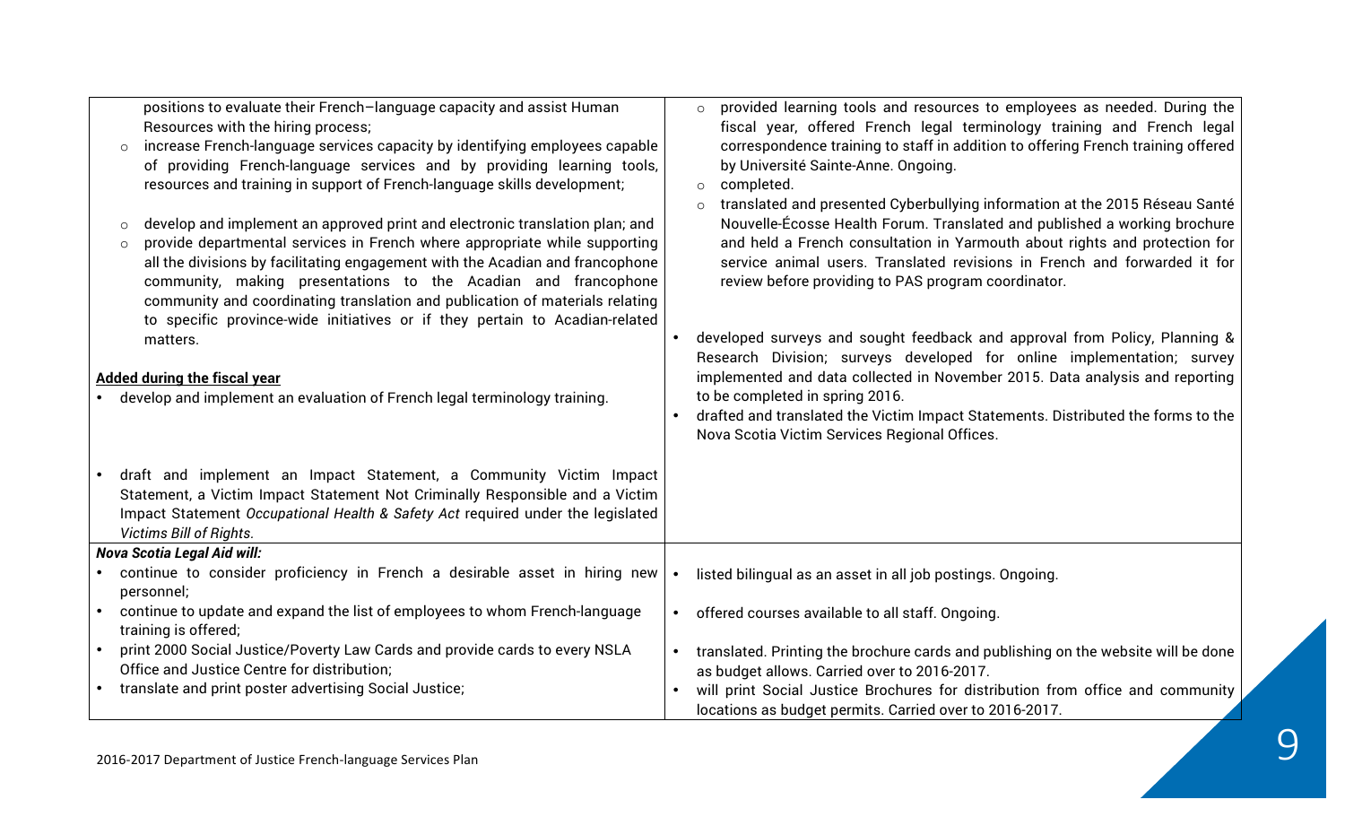| | |
|---|---|
| positions to evaluate their French–language capacity and assist Human Resources with the hiring process;<br>◦ increase French-language services capacity by identifying employees capable of providing French-language services and by providing learning tools, resources and training in support of French-language skills development;<br>◦ develop and implement an approved print and electronic translation plan; and<br>◦ provide departmental services in French where appropriate while supporting all the divisions by facilitating engagement with the Acadian and francophone community, making presentations to the Acadian and francophone community and coordinating translation and publication of materials relating to specific province-wide initiatives or if they pertain to Acadian-related matters.<br><br>**Added during the fiscal year**<br>• develop and implement an evaluation of French legal terminology training.<br><br>• draft and implement an Impact Statement, a Community Victim Impact Statement, a Victim Impact Statement Not Criminally Responsible and a Victim Impact Statement *Occupational Health & Safety Act* required under the legislated *Victims Bill of Rights*. | ◦ provided learning tools and resources to employees as needed. During the fiscal year, offered French legal terminology training and French legal correspondence training to staff in addition to offering French training offered by Université Sainte-Anne. Ongoing.<br>◦ completed.<br>◦ translated and presented Cyberbullying information at the 2015 Réseau Santé Nouvelle-Écosse Health Forum. Translated and published a working brochure and held a French consultation in Yarmouth about rights and protection for service animal users. Translated revisions in French and forwarded it for review before providing to PAS program coordinator.<br><br>• developed surveys and sought feedback and approval from Policy, Planning & Research Division; surveys developed for online implementation; survey implemented and data collected in November 2015. Data analysis and reporting to be completed in spring 2016.<br>• drafted and translated the Victim Impact Statements. Distributed the forms to the Nova Scotia Victim Services Regional Offices. |
| ***Nova Scotia Legal Aid will:***<br>• continue to consider proficiency in French a desirable asset in hiring new personnel;<br>• continue to update and expand the list of employees to whom French-language training is offered;<br>• print 2000 Social Justice/Poverty Law Cards and provide cards to every NSLA Office and Justice Centre for distribution;<br>• translate and print poster advertising Social Justice; | • listed bilingual as an asset in all job postings. Ongoing.<br>• offered courses available to all staff. Ongoing.<br>• translated. Printing the brochure cards and publishing on the website will be done as budget allows. Carried over to 2016-2017.<br>• will print Social Justice Brochures for distribution from office and community locations as budget permits. Carried over to 2016-2017. |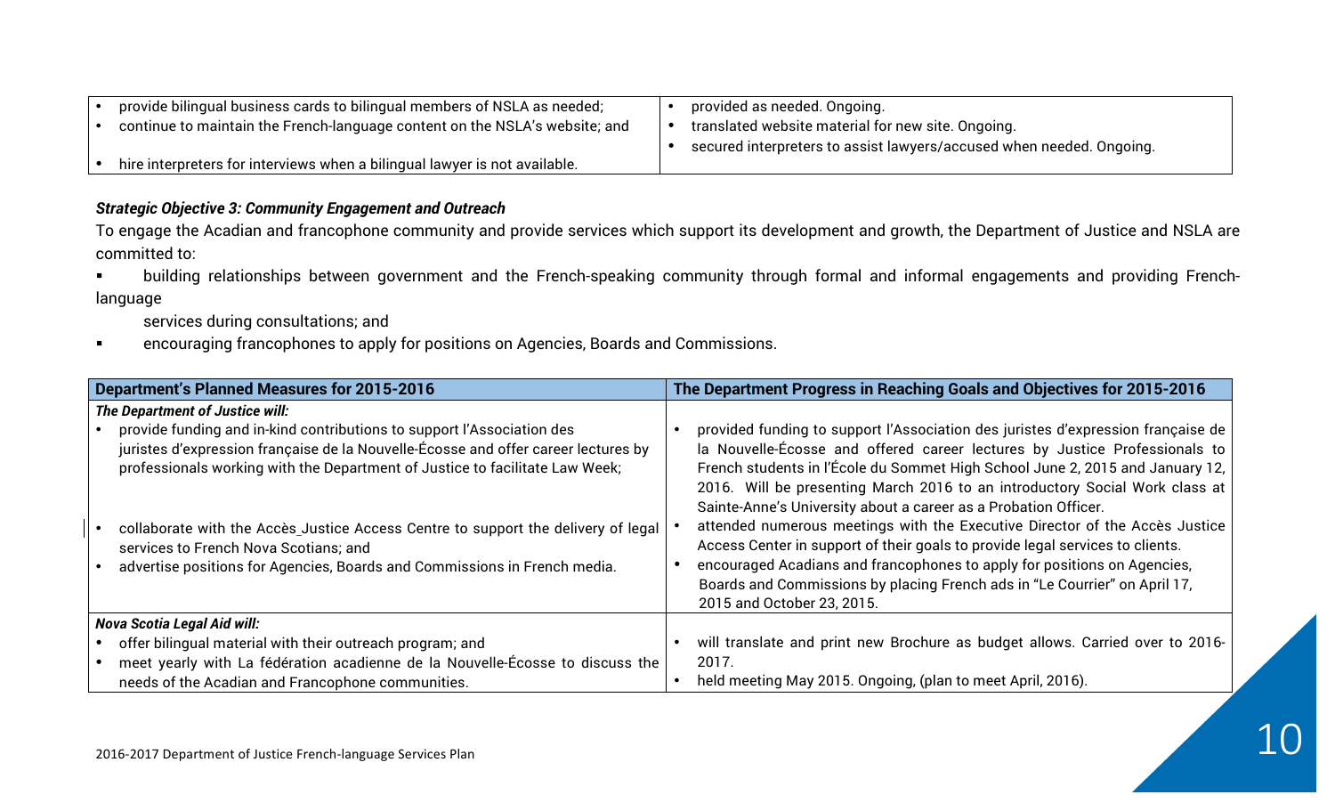| | |
|---|---|
| • provide bilingual business cards to bilingual members of NSLA as needed;<br>• continue to maintain the French-language content on the NSLA's website; and<br>• hire interpreters for interviews when a bilingual lawyer is not available. | • provided as needed. Ongoing.<br>• translated website material for new site. Ongoing.<br>• secured interpreters to assist lawyers/accused when needed. Ongoing. |

***Strategic Objective 3: Community Engagement and Outreach***

To engage the Acadian and francophone community and provide services which support its development and growth, the Department of Justice and NSLA are committed to:

- building relationships between government and the French-speaking community through formal and informal engagements and providing French-language services during consultations; and
- encouraging francophones to apply for positions on Agencies, Boards and Commissions.

| Department's Planned Measures for 2015-2016 | The Department Progress in Reaching Goals and Objectives for 2015-2016 |
|---|---|
| ***The Department of Justice will:***<br>• provide funding and in-kind contributions to support l'Association des juristes d'expression française de la Nouvelle-Écosse and offer career lectures by professionals working with the Department of Justice to facilitate Law Week;<br>• collaborate with the Accès Justice Access Centre to support the delivery of legal services to French Nova Scotians; and<br>• advertise positions for Agencies, Boards and Commissions in French media. | • provided funding to support l'Association des juristes d'expression française de la Nouvelle-Écosse and offered career lectures by Justice Professionals to French students in l'École du Sommet High School June 2, 2015 and January 12, 2016. Will be presenting March 2016 to an introductory Social Work class at Sainte-Anne's University about a career as a Probation Officer.<br>• attended numerous meetings with the Executive Director of the Accès Justice Access Center in support of their goals to provide legal services to clients.<br>• encouraged Acadians and francophones to apply for positions on Agencies, Boards and Commissions by placing French ads in "Le Courrier" on April 17, 2015 and October 23, 2015. |
| ***Nova Scotia Legal Aid will:***<br>• offer bilingual material with their outreach program; and<br>• meet yearly with La fédération acadienne de la Nouvelle-Écosse to discuss the needs of the Acadian and Francophone communities. | • will translate and print new Brochure as budget allows. Carried over to 2016-2017.<br>• held meeting May 2015. Ongoing, (plan to meet April, 2016). |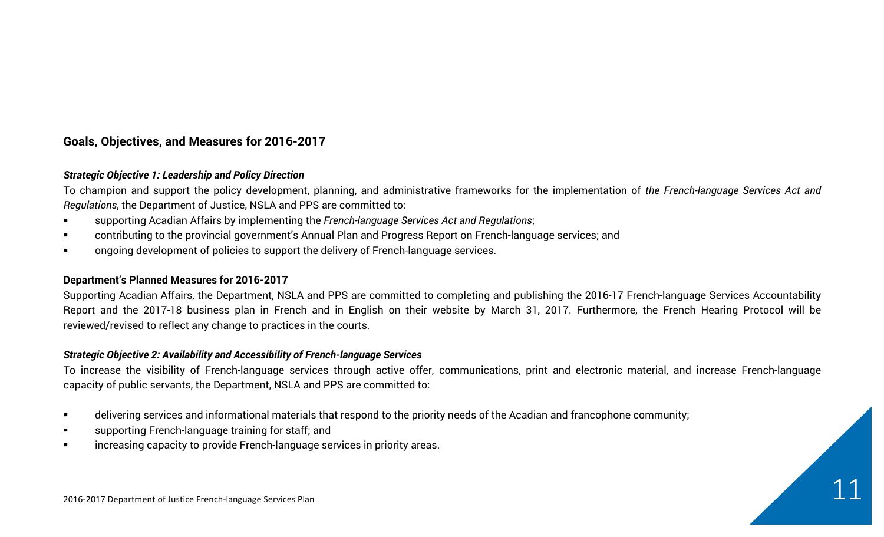## Goals, Objectives, and Measures for 2016-2017

### *Strategic Objective 1: Leadership and Policy Direction*

To champion and support the policy development, planning, and administrative frameworks for the implementation of *the French-language Services Act and Regulations*, the Department of Justice, NSLA and PPS are committed to:

- supporting Acadian Affairs by implementing the *French-language Services Act and Regulations*;
- contributing to the provincial government's Annual Plan and Progress Report on French-language services; and
- ongoing development of policies to support the delivery of French-language services.

**Department's Planned Measures for 2016-2017**

Supporting Acadian Affairs, the Department, NSLA and PPS are committed to completing and publishing the 2016-17 French-language Services Accountability Report and the 2017-18 business plan in French and in English on their website by March 31, 2017. Furthermore, the French Hearing Protocol will be reviewed/revised to reflect any change to practices in the courts.

### *Strategic Objective 2: Availability and Accessibility of French-language Services*

To increase the visibility of French-language services through active offer, communications, print and electronic material, and increase French-language capacity of public servants, the Department, NSLA and PPS are committed to:

- delivering services and informational materials that respond to the priority needs of the Acadian and francophone community;
- supporting French-language training for staff; and
- increasing capacity to provide French-language services in priority areas.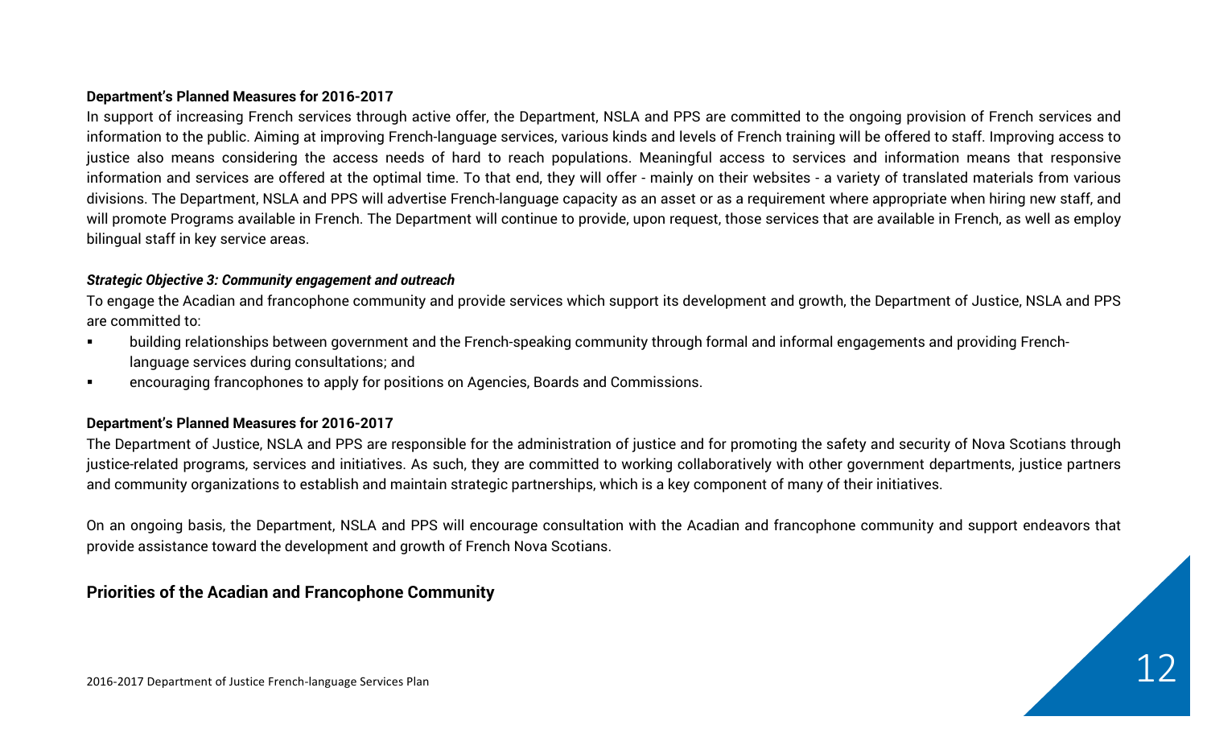**Department's Planned Measures for 2016-2017**

In support of increasing French services through active offer, the Department, NSLA and PPS are committed to the ongoing provision of French services and information to the public. Aiming at improving French-language services, various kinds and levels of French training will be offered to staff. Improving access to justice also means considering the access needs of hard to reach populations. Meaningful access to services and information means that responsive information and services are offered at the optimal time. To that end, they will offer - mainly on their websites - a variety of translated materials from various divisions. The Department, NSLA and PPS will advertise French-language capacity as an asset or as a requirement where appropriate when hiring new staff, and will promote Programs available in French. The Department will continue to provide, upon request, those services that are available in French, as well as employ bilingual staff in key service areas.

***Strategic Objective 3: Community engagement and outreach***

To engage the Acadian and francophone community and provide services which support its development and growth, the Department of Justice, NSLA and PPS are committed to:

- building relationships between government and the French-speaking community through formal and informal engagements and providing French-language services during consultations; and
- encouraging francophones to apply for positions on Agencies, Boards and Commissions.

**Department's Planned Measures for 2016-2017**

The Department of Justice, NSLA and PPS are responsible for the administration of justice and for promoting the safety and security of Nova Scotians through justice-related programs, services and initiatives. As such, they are committed to working collaboratively with other government departments, justice partners and community organizations to establish and maintain strategic partnerships, which is a key component of many of their initiatives.

On an ongoing basis, the Department, NSLA and PPS will encourage consultation with the Acadian and francophone community and support endeavors that provide assistance toward the development and growth of French Nova Scotians.

## Priorities of the Acadian and Francophone Community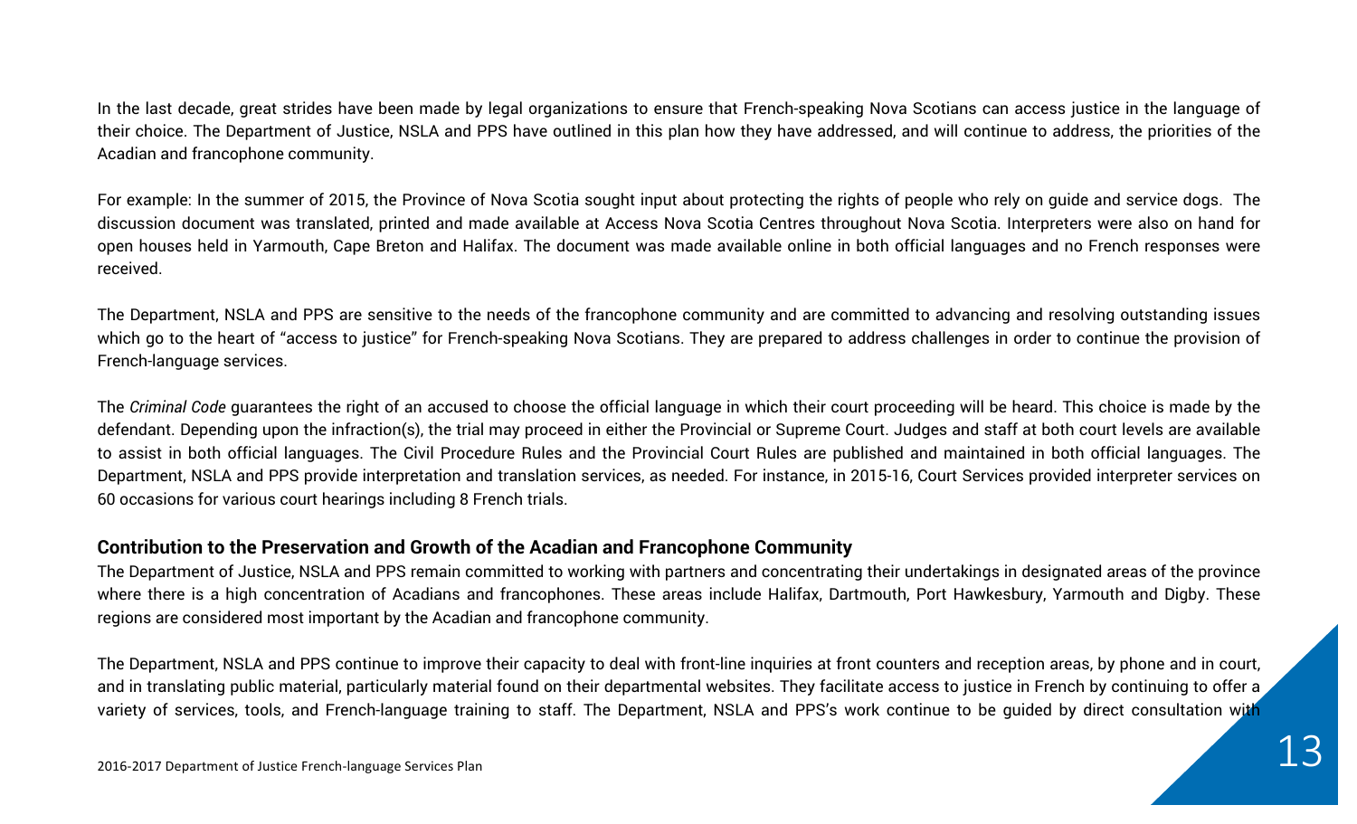In the last decade, great strides have been made by legal organizations to ensure that French-speaking Nova Scotians can access justice in the language of their choice. The Department of Justice, NSLA and PPS have outlined in this plan how they have addressed, and will continue to address, the priorities of the Acadian and francophone community.

For example: In the summer of 2015, the Province of Nova Scotia sought input about protecting the rights of people who rely on guide and service dogs. The discussion document was translated, printed and made available at Access Nova Scotia Centres throughout Nova Scotia. Interpreters were also on hand for open houses held in Yarmouth, Cape Breton and Halifax. The document was made available online in both official languages and no French responses were received.

The Department, NSLA and PPS are sensitive to the needs of the francophone community and are committed to advancing and resolving outstanding issues which go to the heart of "access to justice" for French-speaking Nova Scotians. They are prepared to address challenges in order to continue the provision of French-language services.

The *Criminal Code* guarantees the right of an accused to choose the official language in which their court proceeding will be heard. This choice is made by the defendant. Depending upon the infraction(s), the trial may proceed in either the Provincial or Supreme Court. Judges and staff at both court levels are available to assist in both official languages. The Civil Procedure Rules and the Provincial Court Rules are published and maintained in both official languages. The Department, NSLA and PPS provide interpretation and translation services, as needed. For instance, in 2015-16, Court Services provided interpreter services on 60 occasions for various court hearings including 8 French trials.

### Contribution to the Preservation and Growth of the Acadian and Francophone Community

The Department of Justice, NSLA and PPS remain committed to working with partners and concentrating their undertakings in designated areas of the province where there is a high concentration of Acadians and francophones. These areas include Halifax, Dartmouth, Port Hawkesbury, Yarmouth and Digby. These regions are considered most important by the Acadian and francophone community.

The Department, NSLA and PPS continue to improve their capacity to deal with front-line inquiries at front counters and reception areas, by phone and in court, and in translating public material, particularly material found on their departmental websites. They facilitate access to justice in French by continuing to offer a variety of services, tools, and French-language training to staff. The Department, NSLA and PPS's work continue to be guided by direct consultation with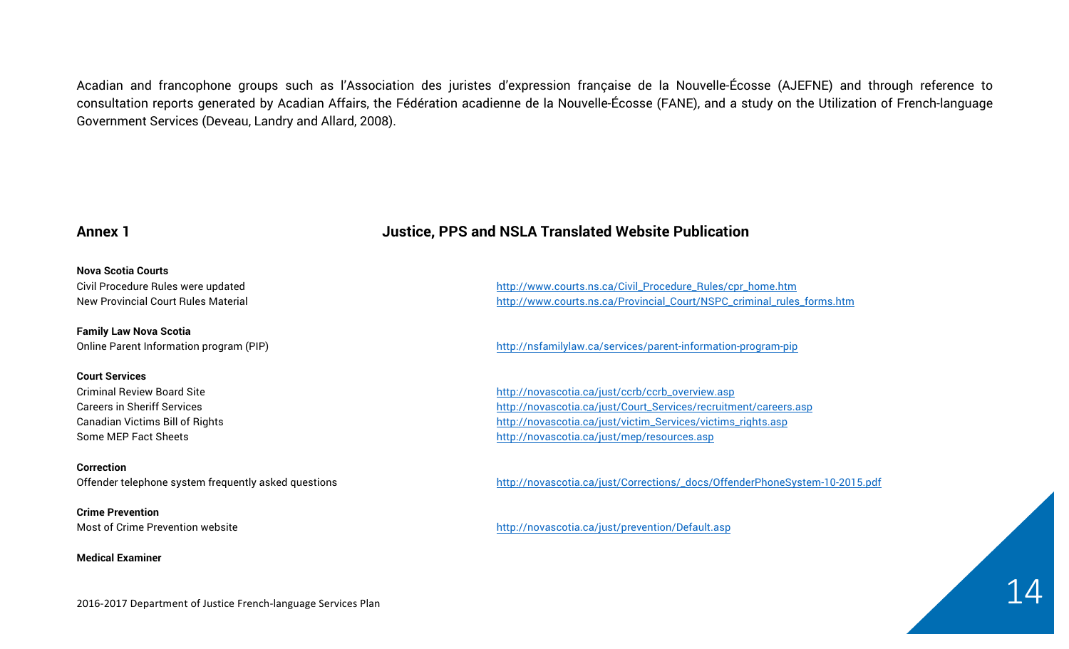Acadian and francophone groups such as l'Association des juristes d'expression française de la Nouvelle-Écosse (AJEFNE) and through reference to consultation reports generated by Acadian Affairs, the Fédération acadienne de la Nouvelle-Écosse (FANE), and a study on the Utilization of French-language Government Services (Deveau, Landry and Allard, 2008).

## Annex 1 — Justice, PPS and NSLA Translated Website Publication

**Nova Scotia Courts**

| | |
|---|---|
| Civil Procedure Rules were updated | http://www.courts.ns.ca/Civil_Procedure_Rules/cpr_home.htm |
| New Provincial Court Rules Material | http://www.courts.ns.ca/Provincial_Court/NSPC_criminal_rules_forms.htm |

**Family Law Nova Scotia**

| | |
|---|---|
| Online Parent Information program (PIP) | http://nsfamilylaw.ca/services/parent-information-program-pip |

**Court Services**

| | |
|---|---|
| Criminal Review Board Site | http://novascotia.ca/just/ccrb/ccrb_overview.asp |
| Careers in Sheriff Services | http://novascotia.ca/just/Court_Services/recruitment/careers.asp |
| Canadian Victims Bill of Rights | http://novascotia.ca/just/victim_Services/victims_rights.asp |
| Some MEP Fact Sheets | http://novascotia.ca/just/mep/resources.asp |

**Correction**

| | |
|---|---|
| Offender telephone system frequently asked questions | http://novascotia.ca/just/Corrections/_docs/OffenderPhoneSystem-10-2015.pdf |

**Crime Prevention**

| | |
|---|---|
| Most of Crime Prevention website | http://novascotia.ca/just/prevention/Default.asp |

**Medical Examiner**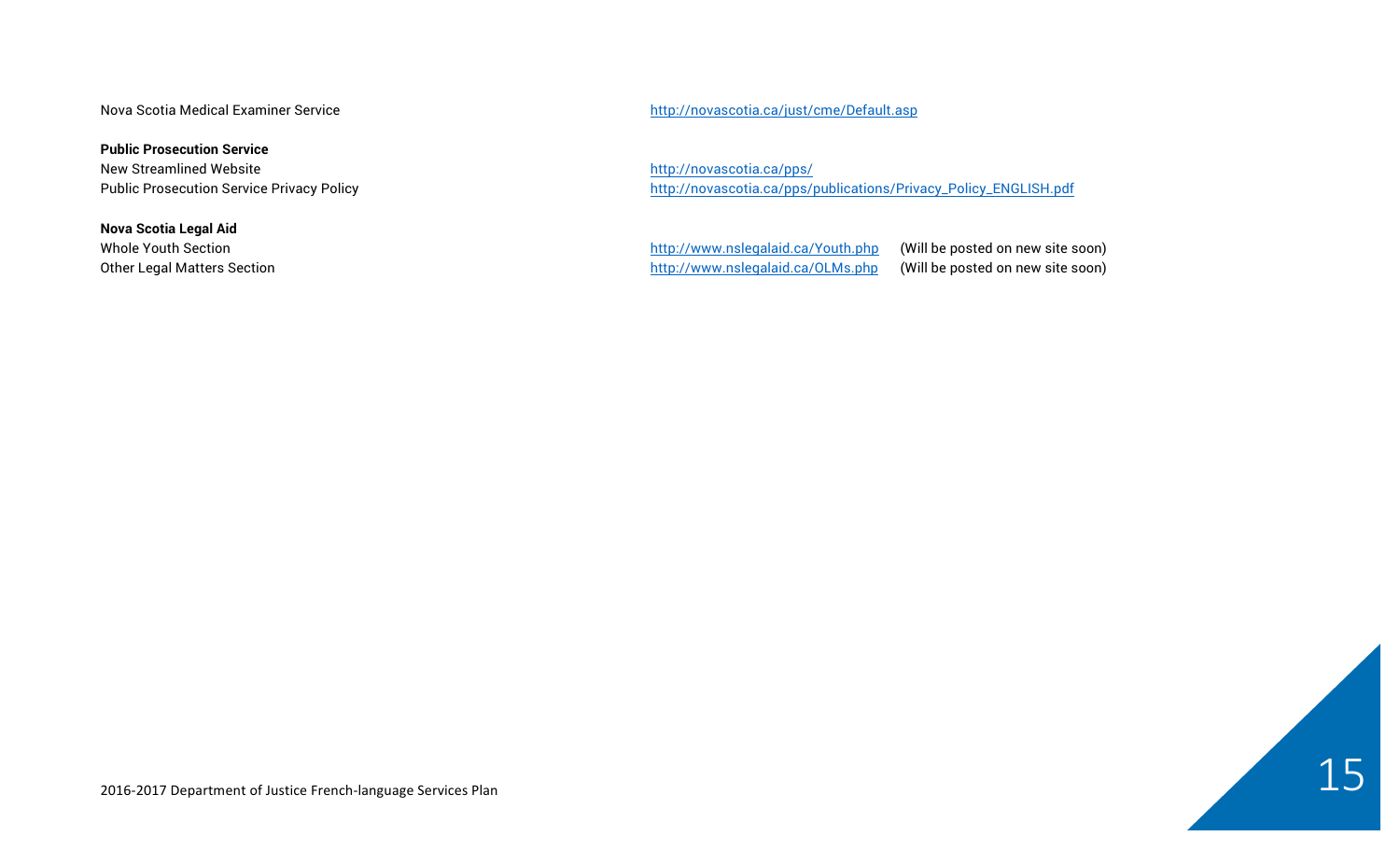| | | |
|---|---|---|
| Nova Scotia Medical Examiner Service | http://novascotia.ca/just/cme/Default.asp | |
| **Public Prosecution Service** | | |
| New Streamlined Website | http://novascotia.ca/pps/ | |
| Public Prosecution Service Privacy Policy | http://novascotia.ca/pps/publications/Privacy_Policy_ENGLISH.pdf | |
| **Nova Scotia Legal Aid** | | |
| Whole Youth Section | http://www.nslegalaid.ca/Youth.php | (Will be posted on new site soon) |
| Other Legal Matters Section | http://www.nslegalaid.ca/OLMs.php | (Will be posted on new site soon) |